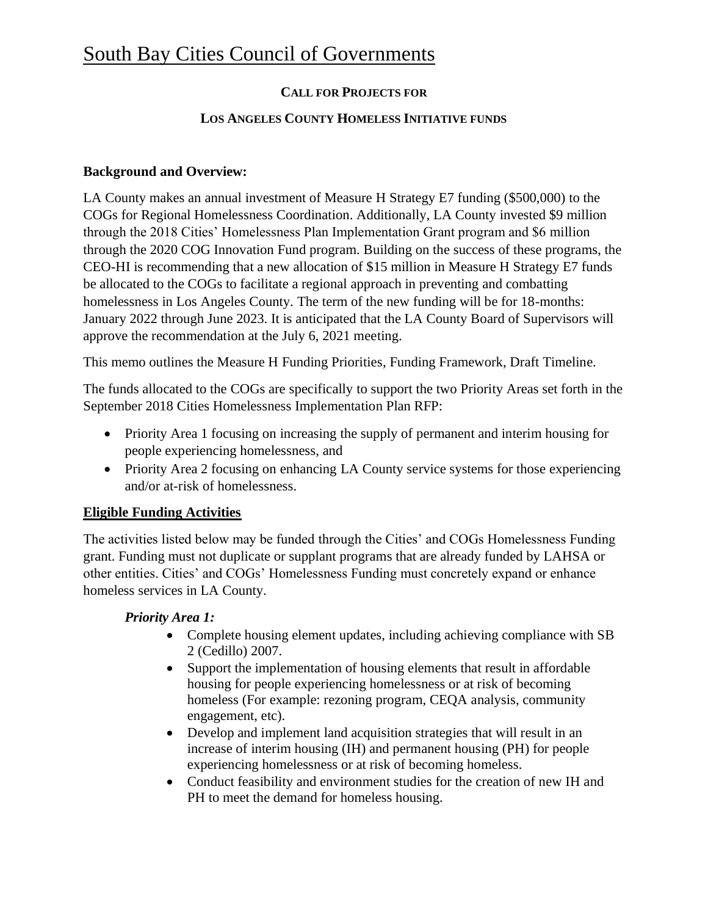# South Bay Cities Council of Governments

**CALL FOR PROJECTS FOR**

**LOS ANGELES COUNTY HOMELESS INITIATIVE FUNDS**

**Background and Overview:**

LA County makes an annual investment of Measure H Strategy E7 funding ($500,000) to the COGs for Regional Homelessness Coordination. Additionally, LA County invested $9 million through the 2018 Cities' Homelessness Plan Implementation Grant program and $6 million through the 2020 COG Innovation Fund program. Building on the success of these programs, the CEO-HI is recommending that a new allocation of $15 million in Measure H Strategy E7 funds be allocated to the COGs to facilitate a regional approach in preventing and combatting homelessness in Los Angeles County. The term of the new funding will be for 18-months: January 2022 through June 2023. It is anticipated that the LA County Board of Supervisors will approve the recommendation at the July 6, 2021 meeting.

This memo outlines the Measure H Funding Priorities, Funding Framework, Draft Timeline.

The funds allocated to the COGs are specifically to support the two Priority Areas set forth in the September 2018 Cities Homelessness Implementation Plan RFP:

- Priority Area 1 focusing on increasing the supply of permanent and interim housing for people experiencing homelessness, and
- Priority Area 2 focusing on enhancing LA County service systems for those experiencing and/or at-risk of homelessness.

**Eligible Funding Activities**

The activities listed below may be funded through the Cities' and COGs Homelessness Funding grant. Funding must not duplicate or supplant programs that are already funded by LAHSA or other entities. Cities' and COGs' Homelessness Funding must concretely expand or enhance homeless services in LA County.

***Priority Area 1:***

- Complete housing element updates, including achieving compliance with SB 2 (Cedillo) 2007.
- Support the implementation of housing elements that result in affordable housing for people experiencing homelessness or at risk of becoming homeless (For example: rezoning program, CEQA analysis, community engagement, etc).
- Develop and implement land acquisition strategies that will result in an increase of interim housing (IH) and permanent housing (PH) for people experiencing homelessness or at risk of becoming homeless.
- Conduct feasibility and environment studies for the creation of new IH and PH to meet the demand for homeless housing.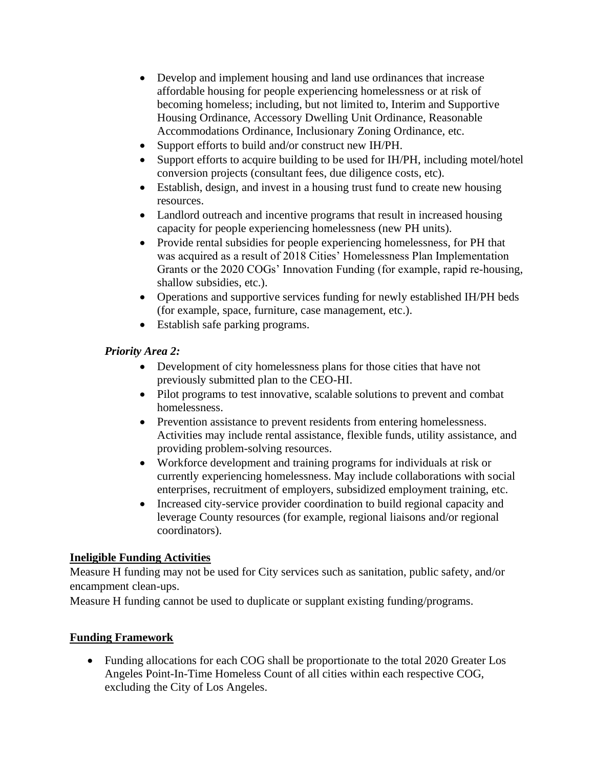- Develop and implement housing and land use ordinances that increase affordable housing for people experiencing homelessness or at risk of becoming homeless; including, but not limited to, Interim and Supportive Housing Ordinance, Accessory Dwelling Unit Ordinance, Reasonable Accommodations Ordinance, Inclusionary Zoning Ordinance, etc.
- Support efforts to build and/or construct new IH/PH.
- Support efforts to acquire building to be used for IH/PH, including motel/hotel conversion projects (consultant fees, due diligence costs, etc).
- Establish, design, and invest in a housing trust fund to create new housing resources.
- Landlord outreach and incentive programs that result in increased housing capacity for people experiencing homelessness (new PH units).
- Provide rental subsidies for people experiencing homelessness, for PH that was acquired as a result of 2018 Cities' Homelessness Plan Implementation Grants or the 2020 COGs' Innovation Funding (for example, rapid re-housing, shallow subsidies, etc.).
- Operations and supportive services funding for newly established IH/PH beds (for example, space, furniture, case management, etc.).
- Establish safe parking programs.

***Priority Area 2:***

- Development of city homelessness plans for those cities that have not previously submitted plan to the CEO-HI.
- Pilot programs to test innovative, scalable solutions to prevent and combat homelessness.
- Prevention assistance to prevent residents from entering homelessness. Activities may include rental assistance, flexible funds, utility assistance, and providing problem-solving resources.
- Workforce development and training programs for individuals at risk or currently experiencing homelessness. May include collaborations with social enterprises, recruitment of employers, subsidized employment training, etc.
- Increased city-service provider coordination to build regional capacity and leverage County resources (for example, regional liaisons and/or regional coordinators).

**Ineligible Funding Activities**

Measure H funding may not be used for City services such as sanitation, public safety, and/or encampment clean-ups.

Measure H funding cannot be used to duplicate or supplant existing funding/programs.

**Funding Framework**

- Funding allocations for each COG shall be proportionate to the total 2020 Greater Los Angeles Point-In-Time Homeless Count of all cities within each respective COG, excluding the City of Los Angeles.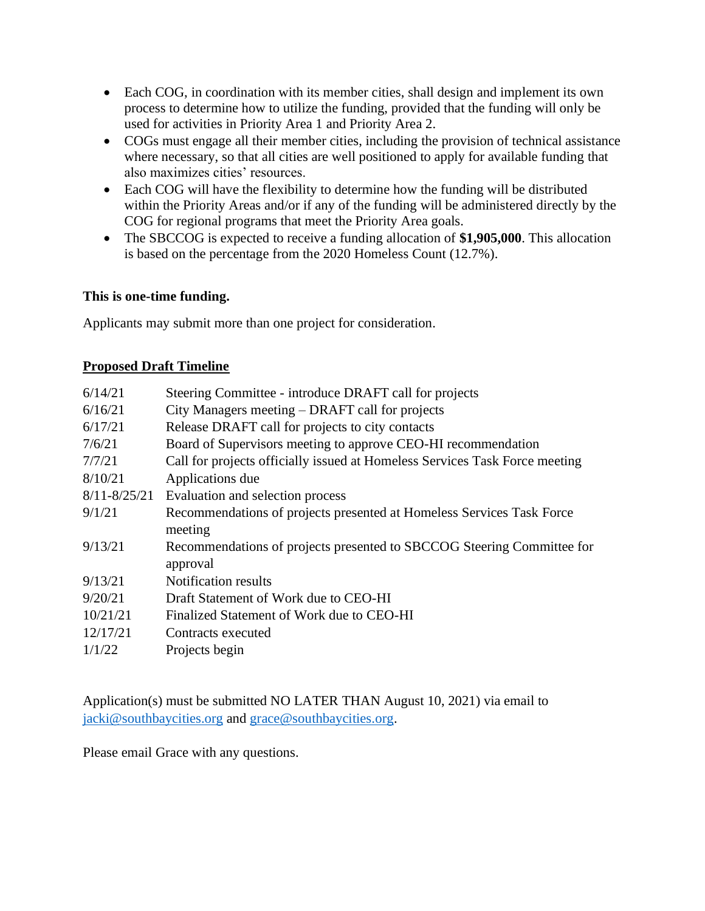- Each COG, in coordination with its member cities, shall design and implement its own process to determine how to utilize the funding, provided that the funding will only be used for activities in Priority Area 1 and Priority Area 2.
- COGs must engage all their member cities, including the provision of technical assistance where necessary, so that all cities are well positioned to apply for available funding that also maximizes cities' resources.
- Each COG will have the flexibility to determine how the funding will be distributed within the Priority Areas and/or if any of the funding will be administered directly by the COG for regional programs that meet the Priority Area goals.
- The SBCCOG is expected to receive a funding allocation of **$1,905,000**. This allocation is based on the percentage from the 2020 Homeless Count (12.7%).

**This is one-time funding.**

Applicants may submit more than one project for consideration.

**Proposed Draft Timeline**

| | |
|---|---|
| 6/14/21 | Steering Committee - introduce DRAFT call for projects |
| 6/16/21 | City Managers meeting – DRAFT call for projects |
| 6/17/21 | Release DRAFT call for projects to city contacts |
| 7/6/21 | Board of Supervisors meeting to approve CEO-HI recommendation |
| 7/7/21 | Call for projects officially issued at Homeless Services Task Force meeting |
| 8/10/21 | Applications due |
| 8/11-8/25/21 | Evaluation and selection process |
| 9/1/21 | Recommendations of projects presented at Homeless Services Task Force meeting |
| 9/13/21 | Recommendations of projects presented to SBCCOG Steering Committee for approval |
| 9/13/21 | Notification results |
| 9/20/21 | Draft Statement of Work due to CEO-HI |
| 10/21/21 | Finalized Statement of Work due to CEO-HI |
| 12/17/21 | Contracts executed |
| 1/1/22 | Projects begin |

Application(s) must be submitted NO LATER THAN August 10, 2021) via email to jacki@southbaycities.org and grace@southbaycities.org.

Please email Grace with any questions.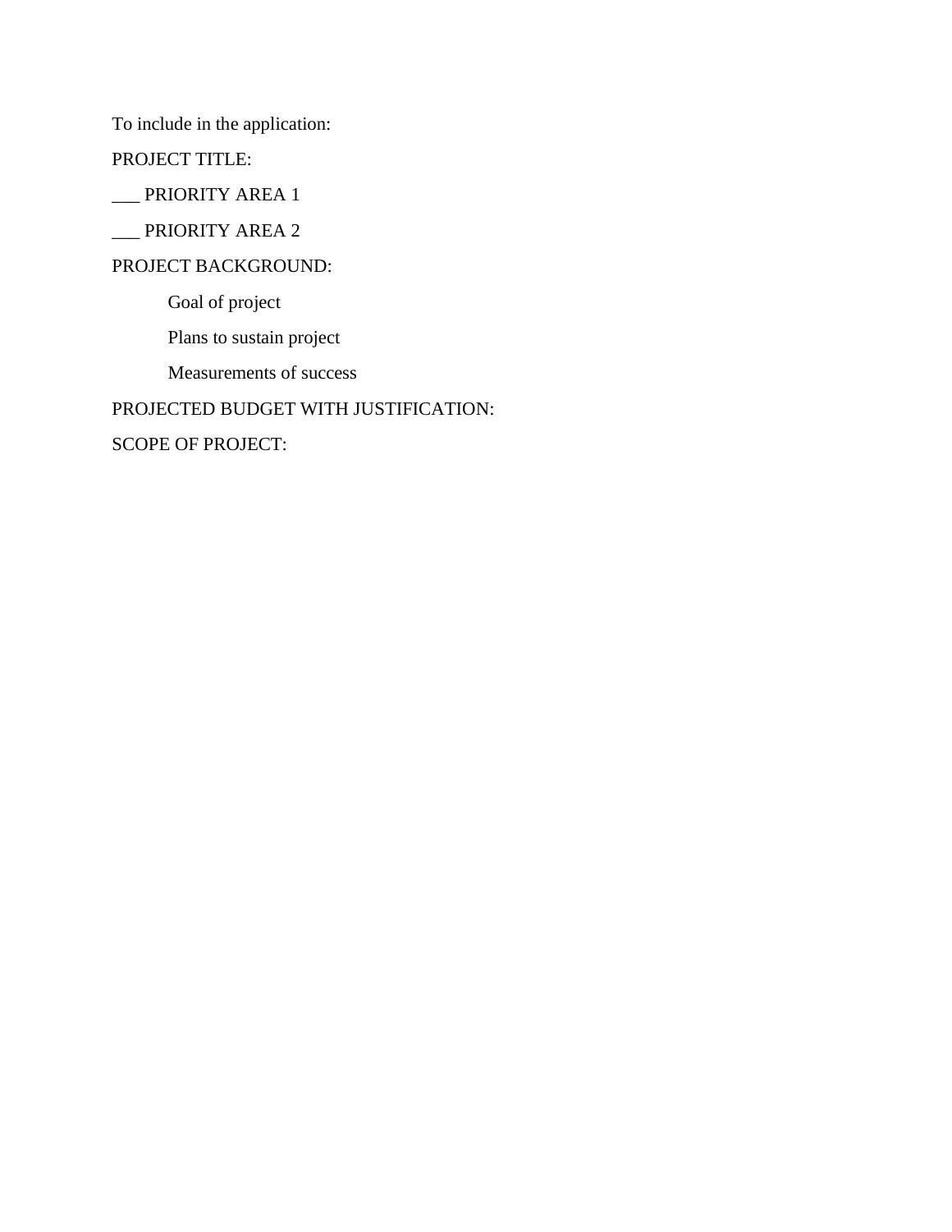To include in the application:

PROJECT TITLE:

___ PRIORITY AREA 1

___ PRIORITY AREA 2

PROJECT BACKGROUND:

- Goal of project
- Plans to sustain project
- Measurements of success

PROJECTED BUDGET WITH JUSTIFICATION:

SCOPE OF PROJECT: